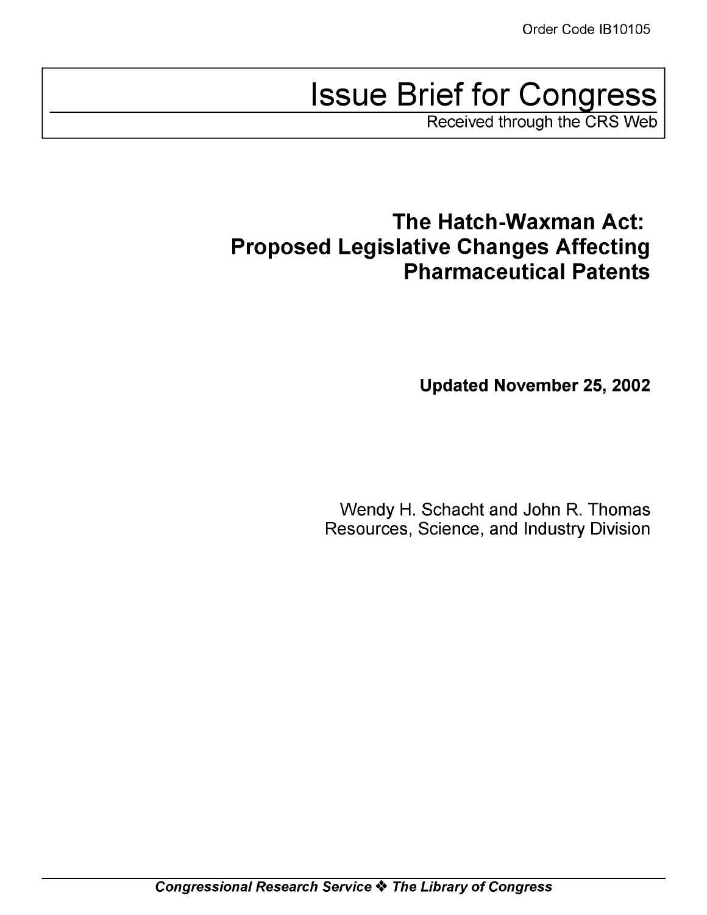Order Code IB10105

# Issue Brief for Congress

Received through the CRS Web

## The Hatch-Waxman Act: Proposed Legislative Changes Affecting Pharmaceutical Patents

**Updated November 25, 2002**

Wendy H. Schacht and John R. Thomas
Resources, Science, and Industry Division

***Congressional Research Service ❖ The Library of Congress***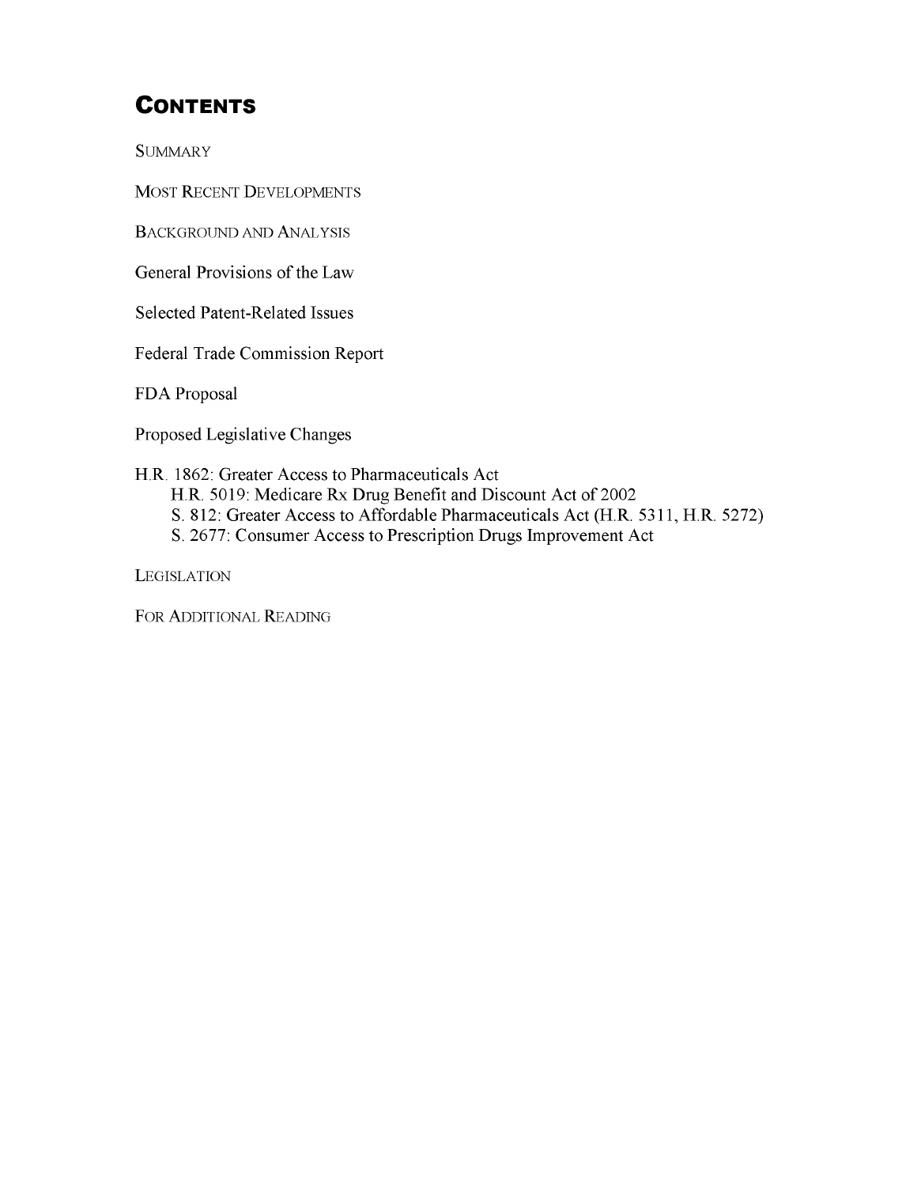# Contents

SUMMARY

MOST RECENT DEVELOPMENTS

BACKGROUND AND ANALYSIS

General Provisions of the Law

Selected Patent-Related Issues

Federal Trade Commission Report

FDA Proposal

Proposed Legislative Changes

H.R. 1862: Greater Access to Pharmaceuticals Act

- H.R. 5019: Medicare Rx Drug Benefit and Discount Act of 2002
- S. 812: Greater Access to Affordable Pharmaceuticals Act (H.R. 5311, H.R. 5272)
- S. 2677: Consumer Access to Prescription Drugs Improvement Act

LEGISLATION

FOR ADDITIONAL READING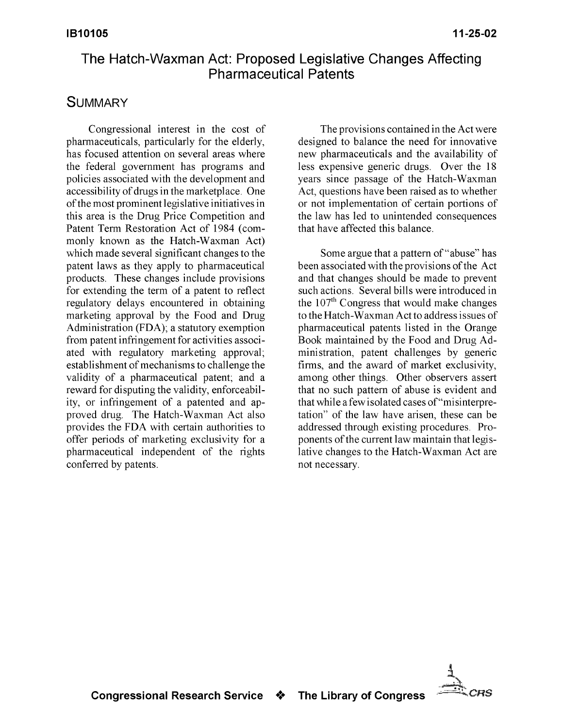# The Hatch-Waxman Act: Proposed Legislative Changes Affecting Pharmaceutical Patents

## Summary

Congressional interest in the cost of pharmaceuticals, particularly for the elderly, has focused attention on several areas where the federal government has programs and policies associated with the development and accessibility of drugs in the marketplace. One of the most prominent legislative initiatives in this area is the Drug Price Competition and Patent Term Restoration Act of 1984 (commonly known as the Hatch-Waxman Act) which made several significant changes to the patent laws as they apply to pharmaceutical products. These changes include provisions for extending the term of a patent to reflect regulatory delays encountered in obtaining marketing approval by the Food and Drug Administration (FDA); a statutory exemption from patent infringement for activities associated with regulatory marketing approval; establishment of mechanisms to challenge the validity of a pharmaceutical patent; and a reward for disputing the validity, enforceability, or infringement of a patented and approved drug. The Hatch-Waxman Act also provides the FDA with certain authorities to offer periods of marketing exclusivity for a pharmaceutical independent of the rights conferred by patents.

The provisions contained in the Act were designed to balance the need for innovative new pharmaceuticals and the availability of less expensive generic drugs. Over the 18 years since passage of the Hatch-Waxman Act, questions have been raised as to whether or not implementation of certain portions of the law has led to unintended consequences that have affected this balance.

Some argue that a pattern of "abuse" has been associated with the provisions of the Act and that changes should be made to prevent such actions. Several bills were introduced in the 107[th] Congress that would make changes to the Hatch-Waxman Act to address issues of pharmaceutical patents listed in the Orange Book maintained by the Food and Drug Administration, patent challenges by generic firms, and the award of market exclusivity, among other things. Other observers assert that no such pattern of abuse is evident and that while a few isolated cases of "misinterpretation" of the law have arisen, these can be addressed through existing procedures. Proponents of the current law maintain that legislative changes to the Hatch-Waxman Act are not necessary.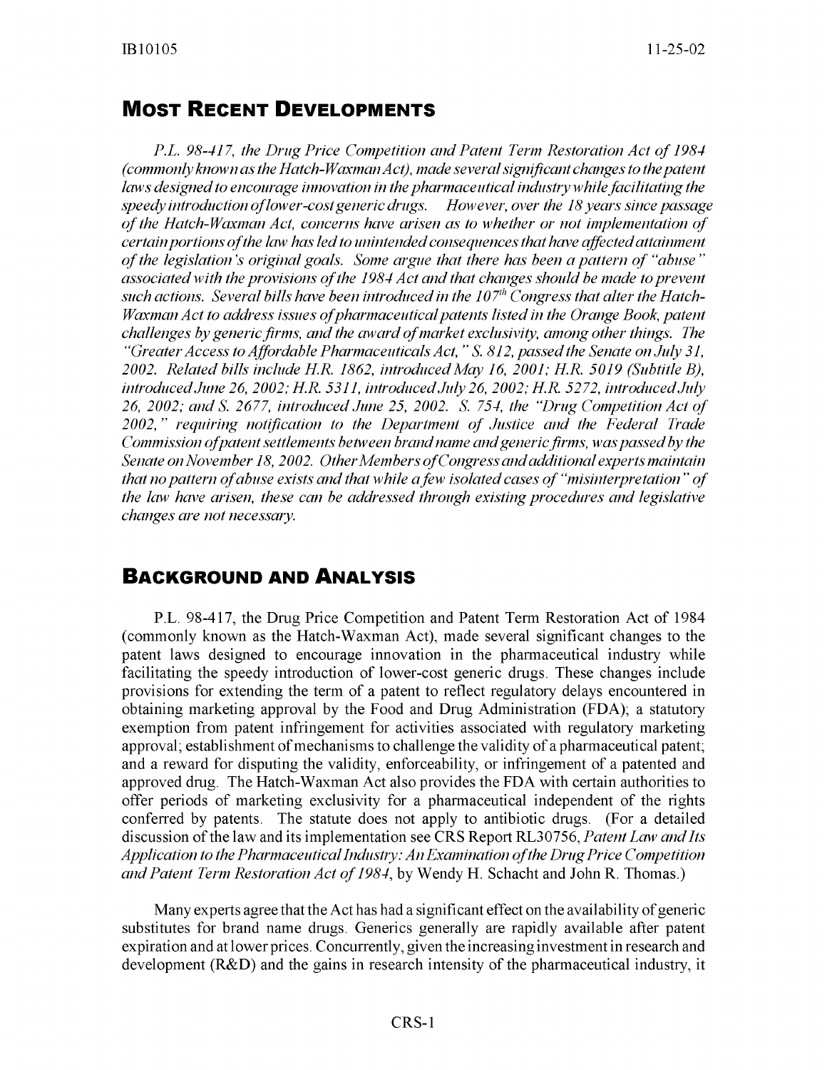## Most Recent Developments

*P.L. 98-417, the Drug Price Competition and Patent Term Restoration Act of 1984 (commonly known as the Hatch-Waxman Act), made several significant changes to the patent laws designed to encourage innovation in the pharmaceutical industry while facilitating the speedy introduction of lower-cost generic drugs. However, over the 18 years since passage of the Hatch-Waxman Act, concerns have arisen as to whether or not implementation of certain portions of the law has led to unintended consequences that have affected attainment of the legislation's original goals. Some argue that there has been a pattern of "abuse" associated with the provisions of the 1984 Act and that changes should be made to prevent such actions. Several bills have been introduced in the 107th Congress that alter the Hatch-Waxman Act to address issues of pharmaceutical patents listed in the Orange Book, patent challenges by generic firms, and the award of market exclusivity, among other things. The "Greater Access to Affordable Pharmaceuticals Act," S. 812, passed the Senate on July 31, 2002. Related bills include H.R. 1862, introduced May 16, 2001; H.R. 5019 (Subtitle B), introduced June 26, 2002; H.R. 5311, introduced July 26, 2002; H.R. 5272, introduced July 26, 2002; and S. 2677, introduced June 25, 2002. S. 754, the "Drug Competition Act of 2002," requiring notification to the Department of Justice and the Federal Trade Commission of patent settlements between brand name and generic firms, was passed by the Senate on November 18, 2002. Other Members of Congress and additional experts maintain that no pattern of abuse exists and that while a few isolated cases of "misinterpretation" of the law have arisen, these can be addressed through existing procedures and legislative changes are not necessary.*

## Background and Analysis

P.L. 98-417, the Drug Price Competition and Patent Term Restoration Act of 1984 (commonly known as the Hatch-Waxman Act), made several significant changes to the patent laws designed to encourage innovation in the pharmaceutical industry while facilitating the speedy introduction of lower-cost generic drugs. These changes include provisions for extending the term of a patent to reflect regulatory delays encountered in obtaining marketing approval by the Food and Drug Administration (FDA); a statutory exemption from patent infringement for activities associated with regulatory marketing approval; establishment of mechanisms to challenge the validity of a pharmaceutical patent; and a reward for disputing the validity, enforceability, or infringement of a patented and approved drug. The Hatch-Waxman Act also provides the FDA with certain authorities to offer periods of marketing exclusivity for a pharmaceutical independent of the rights conferred by patents. The statute does not apply to antibiotic drugs. (For a detailed discussion of the law and its implementation see CRS Report RL30756, *Patent Law and Its Application to the Pharmaceutical Industry: An Examination of the Drug Price Competition and Patent Term Restoration Act of 1984*, by Wendy H. Schacht and John R. Thomas.)

Many experts agree that the Act has had a significant effect on the availability of generic substitutes for brand name drugs. Generics generally are rapidly available after patent expiration and at lower prices. Concurrently, given the increasing investment in research and development (R&D) and the gains in research intensity of the pharmaceutical industry, it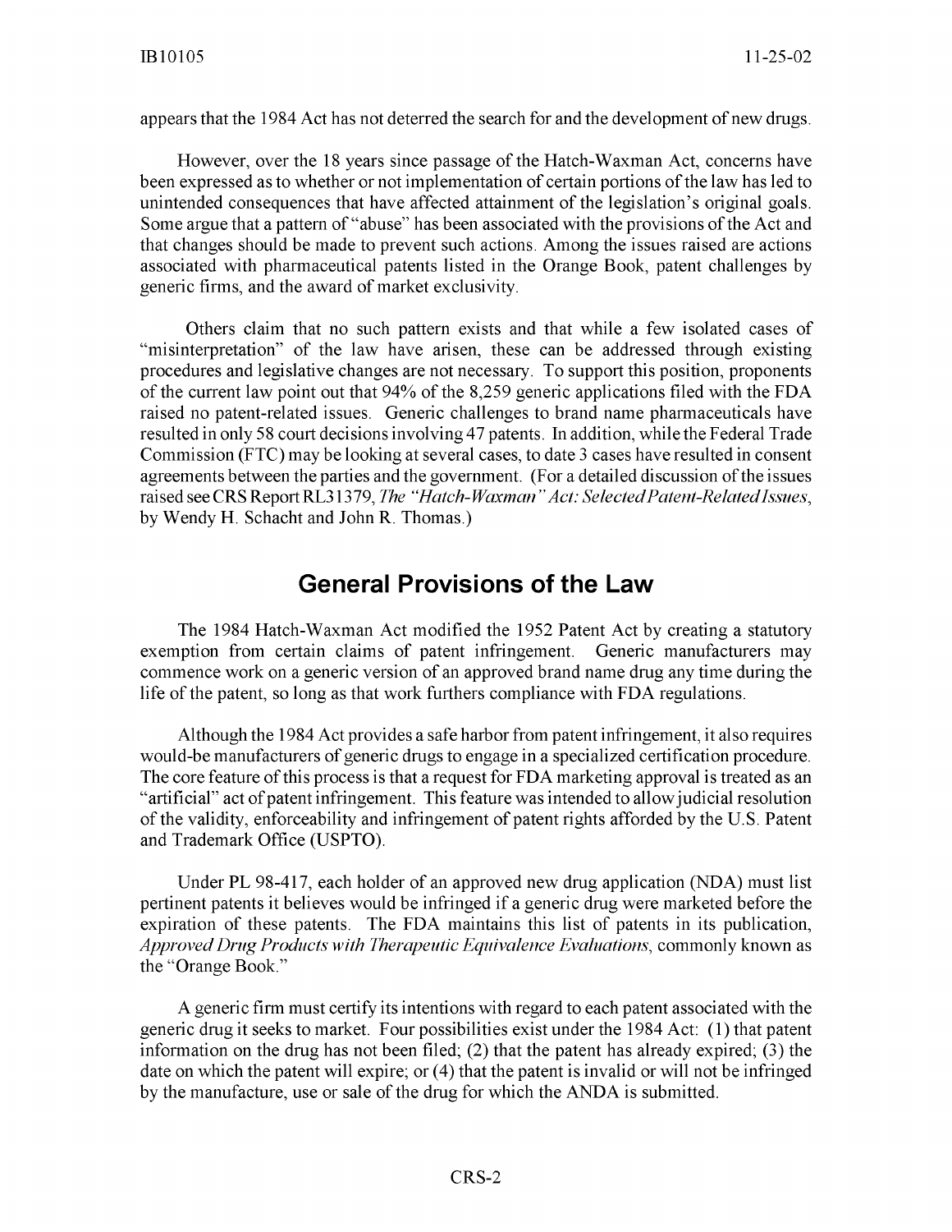appears that the 1984 Act has not deterred the search for and the development of new drugs.

However, over the 18 years since passage of the Hatch-Waxman Act, concerns have been expressed as to whether or not implementation of certain portions of the law has led to unintended consequences that have affected attainment of the legislation's original goals. Some argue that a pattern of "abuse" has been associated with the provisions of the Act and that changes should be made to prevent such actions. Among the issues raised are actions associated with pharmaceutical patents listed in the Orange Book, patent challenges by generic firms, and the award of market exclusivity.

Others claim that no such pattern exists and that while a few isolated cases of "misinterpretation" of the law have arisen, these can be addressed through existing procedures and legislative changes are not necessary. To support this position, proponents of the current law point out that 94% of the 8,259 generic applications filed with the FDA raised no patent-related issues. Generic challenges to brand name pharmaceuticals have resulted in only 58 court decisions involving 47 patents. In addition, while the Federal Trade Commission (FTC) may be looking at several cases, to date 3 cases have resulted in consent agreements between the parties and the government. (For a detailed discussion of the issues raised see CRS Report RL31379, *The "Hatch-Waxman" Act: Selected Patent-Related Issues*, by Wendy H. Schacht and John R. Thomas.)

## General Provisions of the Law

The 1984 Hatch-Waxman Act modified the 1952 Patent Act by creating a statutory exemption from certain claims of patent infringement. Generic manufacturers may commence work on a generic version of an approved brand name drug any time during the life of the patent, so long as that work furthers compliance with FDA regulations.

Although the 1984 Act provides a safe harbor from patent infringement, it also requires would-be manufacturers of generic drugs to engage in a specialized certification procedure. The core feature of this process is that a request for FDA marketing approval is treated as an "artificial" act of patent infringement. This feature was intended to allow judicial resolution of the validity, enforceability and infringement of patent rights afforded by the U.S. Patent and Trademark Office (USPTO).

Under PL 98-417, each holder of an approved new drug application (NDA) must list pertinent patents it believes would be infringed if a generic drug were marketed before the expiration of these patents. The FDA maintains this list of patents in its publication, *Approved Drug Products with Therapeutic Equivalence Evaluations*, commonly known as the "Orange Book."

A generic firm must certify its intentions with regard to each patent associated with the generic drug it seeks to market. Four possibilities exist under the 1984 Act: (1) that patent information on the drug has not been filed; (2) that the patent has already expired; (3) the date on which the patent will expire; or (4) that the patent is invalid or will not be infringed by the manufacture, use or sale of the drug for which the ANDA is submitted.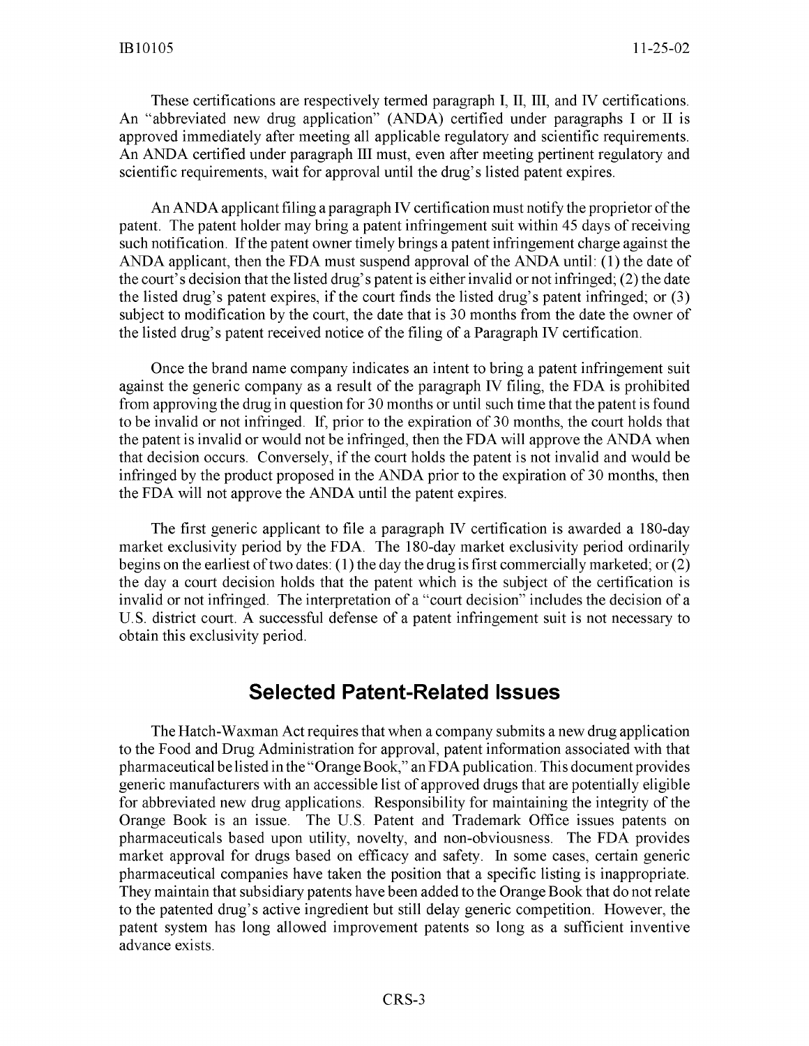These certifications are respectively termed paragraph I, II, III, and IV certifications. An "abbreviated new drug application" (ANDA) certified under paragraphs I or II is approved immediately after meeting all applicable regulatory and scientific requirements. An ANDA certified under paragraph III must, even after meeting pertinent regulatory and scientific requirements, wait for approval until the drug's listed patent expires.

An ANDA applicant filing a paragraph IV certification must notify the proprietor of the patent. The patent holder may bring a patent infringement suit within 45 days of receiving such notification. If the patent owner timely brings a patent infringement charge against the ANDA applicant, then the FDA must suspend approval of the ANDA until: (1) the date of the court's decision that the listed drug's patent is either invalid or not infringed; (2) the date the listed drug's patent expires, if the court finds the listed drug's patent infringed; or (3) subject to modification by the court, the date that is 30 months from the date the owner of the listed drug's patent received notice of the filing of a Paragraph IV certification.

Once the brand name company indicates an intent to bring a patent infringement suit against the generic company as a result of the paragraph IV filing, the FDA is prohibited from approving the drug in question for 30 months or until such time that the patent is found to be invalid or not infringed. If, prior to the expiration of 30 months, the court holds that the patent is invalid or would not be infringed, then the FDA will approve the ANDA when that decision occurs. Conversely, if the court holds the patent is not invalid and would be infringed by the product proposed in the ANDA prior to the expiration of 30 months, then the FDA will not approve the ANDA until the patent expires.

The first generic applicant to file a paragraph IV certification is awarded a 180-day market exclusivity period by the FDA. The 180-day market exclusivity period ordinarily begins on the earliest of two dates: (1) the day the drug is first commercially marketed; or (2) the day a court decision holds that the patent which is the subject of the certification is invalid or not infringed. The interpretation of a "court decision" includes the decision of a U.S. district court. A successful defense of a patent infringement suit is not necessary to obtain this exclusivity period.

## Selected Patent-Related Issues

The Hatch-Waxman Act requires that when a company submits a new drug application to the Food and Drug Administration for approval, patent information associated with that pharmaceutical be listed in the "Orange Book," an FDA publication. This document provides generic manufacturers with an accessible list of approved drugs that are potentially eligible for abbreviated new drug applications. Responsibility for maintaining the integrity of the Orange Book is an issue. The U.S. Patent and Trademark Office issues patents on pharmaceuticals based upon utility, novelty, and non-obviousness. The FDA provides market approval for drugs based on efficacy and safety. In some cases, certain generic pharmaceutical companies have taken the position that a specific listing is inappropriate. They maintain that subsidiary patents have been added to the Orange Book that do not relate to the patented drug's active ingredient but still delay generic competition. However, the patent system has long allowed improvement patents so long as a sufficient inventive advance exists.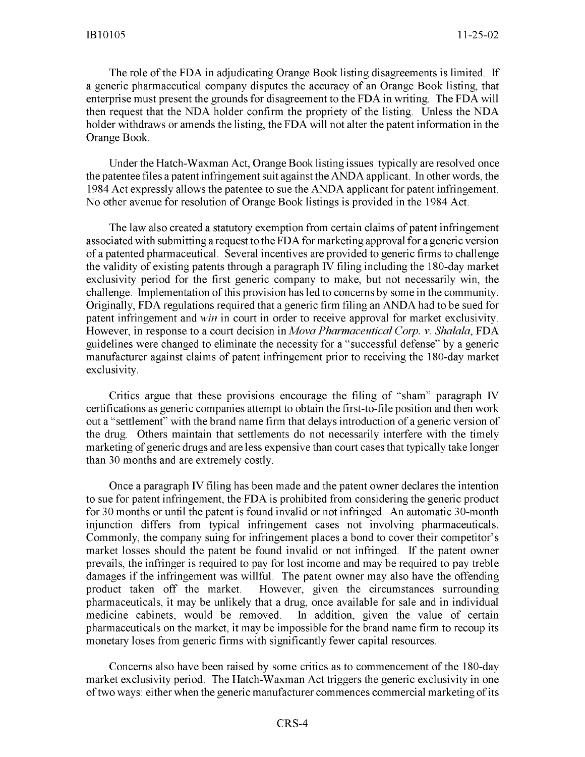The role of the FDA in adjudicating Orange Book listing disagreements is limited. If a generic pharmaceutical company disputes the accuracy of an Orange Book listing, that enterprise must present the grounds for disagreement to the FDA in writing. The FDA will then request that the NDA holder confirm the propriety of the listing. Unless the NDA holder withdraws or amends the listing, the FDA will not alter the patent information in the Orange Book.

Under the Hatch-Waxman Act, Orange Book listing issues typically are resolved once the patentee files a patent infringement suit against the ANDA applicant. In other words, the 1984 Act expressly allows the patentee to sue the ANDA applicant for patent infringement. No other avenue for resolution of Orange Book listings is provided in the 1984 Act.

The law also created a statutory exemption from certain claims of patent infringement associated with submitting a request to the FDA for marketing approval for a generic version of a patented pharmaceutical. Several incentives are provided to generic firms to challenge the validity of existing patents through a paragraph IV filing including the 180-day market exclusivity period for the first generic company to make, but not necessarily win, the challenge. Implementation of this provision has led to concerns by some in the community. Originally, FDA regulations required that a generic firm filing an ANDA had to be sued for patent infringement and *win* in court in order to receive approval for market exclusivity. However, in response to a court decision in *Mova Pharmaceutical Corp. v. Shalala*, FDA guidelines were changed to eliminate the necessity for a "successful defense" by a generic manufacturer against claims of patent infringement prior to receiving the 180-day market exclusivity.

Critics argue that these provisions encourage the filing of "sham" paragraph IV certifications as generic companies attempt to obtain the first-to-file position and then work out a "settlement" with the brand name firm that delays introduction of a generic version of the drug. Others maintain that settlements do not necessarily interfere with the timely marketing of generic drugs and are less expensive than court cases that typically take longer than 30 months and are extremely costly.

Once a paragraph IV filing has been made and the patent owner declares the intention to sue for patent infringement, the FDA is prohibited from considering the generic product for 30 months or until the patent is found invalid or not infringed. An automatic 30-month injunction differs from typical infringement cases not involving pharmaceuticals. Commonly, the company suing for infringement places a bond to cover their competitor's market losses should the patent be found invalid or not infringed. If the patent owner prevails, the infringer is required to pay for lost income and may be required to pay treble damages if the infringement was willful. The patent owner may also have the offending product taken off the market. However, given the circumstances surrounding pharmaceuticals, it may be unlikely that a drug, once available for sale and in individual medicine cabinets, would be removed. In addition, given the value of certain pharmaceuticals on the market, it may be impossible for the brand name firm to recoup its monetary loses from generic firms with significantly fewer capital resources.

Concerns also have been raised by some critics as to commencement of the 180-day market exclusivity period. The Hatch-Waxman Act triggers the generic exclusivity in one of two ways: either when the generic manufacturer commences commercial marketing of its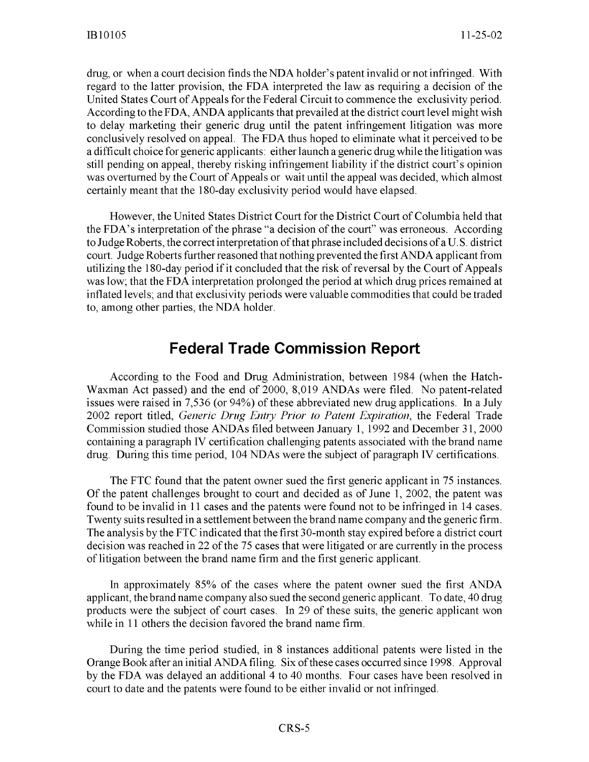drug, or when a court decision finds the NDA holder's patent invalid or not infringed. With regard to the latter provision, the FDA interpreted the law as requiring a decision of the United States Court of Appeals for the Federal Circuit to commence the exclusivity period. According to the FDA, ANDA applicants that prevailed at the district court level might wish to delay marketing their generic drug until the patent infringement litigation was more conclusively resolved on appeal. The FDA thus hoped to eliminate what it perceived to be a difficult choice for generic applicants: either launch a generic drug while the litigation was still pending on appeal, thereby risking infringement liability if the district court's opinion was overturned by the Court of Appeals or wait until the appeal was decided, which almost certainly meant that the 180-day exclusivity period would have elapsed.

However, the United States District Court for the District Court of Columbia held that the FDA's interpretation of the phrase "a decision of the court" was erroneous. According to Judge Roberts, the correct interpretation of that phrase included decisions of a U.S. district court. Judge Roberts further reasoned that nothing prevented the first ANDA applicant from utilizing the 180-day period if it concluded that the risk of reversal by the Court of Appeals was low; that the FDA interpretation prolonged the period at which drug prices remained at inflated levels; and that exclusivity periods were valuable commodities that could be traded to, among other parties, the NDA holder.

## Federal Trade Commission Report

According to the Food and Drug Administration, between 1984 (when the Hatch-Waxman Act passed) and the end of 2000, 8,019 ANDAs were filed. No patent-related issues were raised in 7,536 (or 94%) of these abbreviated new drug applications. In a July 2002 report titled, *Generic Drug Entry Prior to Patent Expiration*, the Federal Trade Commission studied those ANDAs filed between January 1, 1992 and December 31, 2000 containing a paragraph IV certification challenging patents associated with the brand name drug. During this time period, 104 NDAs were the subject of paragraph IV certifications.

The FTC found that the patent owner sued the first generic applicant in 75 instances. Of the patent challenges brought to court and decided as of June 1, 2002, the patent was found to be invalid in 11 cases and the patents were found not to be infringed in 14 cases. Twenty suits resulted in a settlement between the brand name company and the generic firm. The analysis by the FTC indicated that the first 30-month stay expired before a district court decision was reached in 22 of the 75 cases that were litigated or are currently in the process of litigation between the brand name firm and the first generic applicant.

In approximately 85% of the cases where the patent owner sued the first ANDA applicant, the brand name company also sued the second generic applicant. To date, 40 drug products were the subject of court cases. In 29 of these suits, the generic applicant won while in 11 others the decision favored the brand name firm.

During the time period studied, in 8 instances additional patents were listed in the Orange Book after an initial ANDA filing. Six of these cases occurred since 1998. Approval by the FDA was delayed an additional 4 to 40 months. Four cases have been resolved in court to date and the patents were found to be either invalid or not infringed.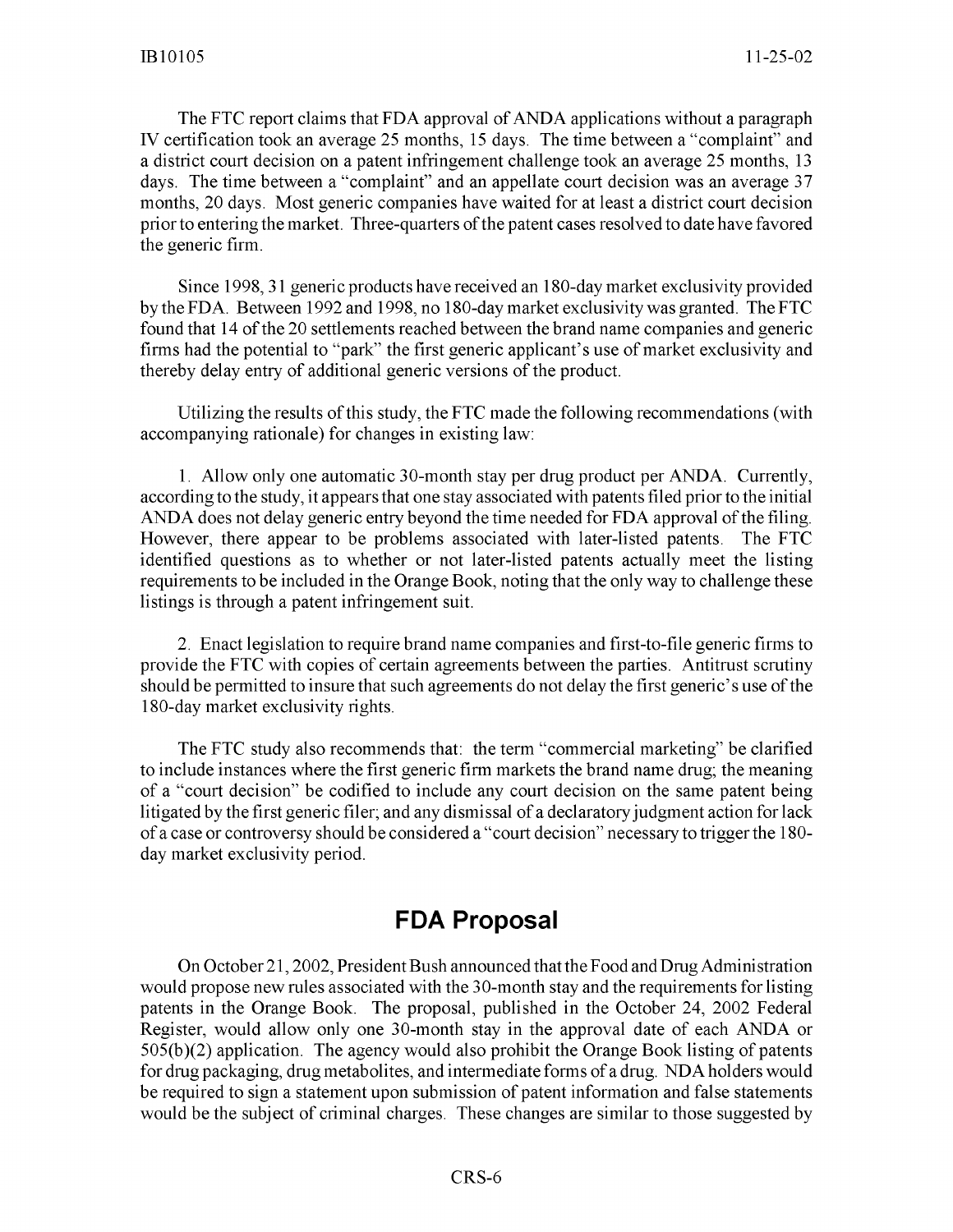The FTC report claims that FDA approval of ANDA applications without a paragraph IV certification took an average 25 months, 15 days. The time between a "complaint" and a district court decision on a patent infringement challenge took an average 25 months, 13 days. The time between a "complaint" and an appellate court decision was an average 37 months, 20 days. Most generic companies have waited for at least a district court decision prior to entering the market. Three-quarters of the patent cases resolved to date have favored the generic firm.

Since 1998, 31 generic products have received an 180-day market exclusivity provided by the FDA. Between 1992 and 1998, no 180-day market exclusivity was granted. The FTC found that 14 of the 20 settlements reached between the brand name companies and generic firms had the potential to "park" the first generic applicant's use of market exclusivity and thereby delay entry of additional generic versions of the product.

Utilizing the results of this study, the FTC made the following recommendations (with accompanying rationale) for changes in existing law:

1. Allow only one automatic 30-month stay per drug product per ANDA. Currently, according to the study, it appears that one stay associated with patents filed prior to the initial ANDA does not delay generic entry beyond the time needed for FDA approval of the filing. However, there appear to be problems associated with later-listed patents. The FTC identified questions as to whether or not later-listed patents actually meet the listing requirements to be included in the Orange Book, noting that the only way to challenge these listings is through a patent infringement suit.

2. Enact legislation to require brand name companies and first-to-file generic firms to provide the FTC with copies of certain agreements between the parties. Antitrust scrutiny should be permitted to insure that such agreements do not delay the first generic's use of the 180-day market exclusivity rights.

The FTC study also recommends that: the term "commercial marketing" be clarified to include instances where the first generic firm markets the brand name drug; the meaning of a "court decision" be codified to include any court decision on the same patent being litigated by the first generic filer; and any dismissal of a declaratory judgment action for lack of a case or controversy should be considered a "court decision" necessary to trigger the 180-day market exclusivity period.

## FDA Proposal

On October 21, 2002, President Bush announced that the Food and Drug Administration would propose new rules associated with the 30-month stay and the requirements for listing patents in the Orange Book. The proposal, published in the October 24, 2002 Federal Register, would allow only one 30-month stay in the approval date of each ANDA or 505(b)(2) application. The agency would also prohibit the Orange Book listing of patents for drug packaging, drug metabolites, and intermediate forms of a drug. NDA holders would be required to sign a statement upon submission of patent information and false statements would be the subject of criminal charges. These changes are similar to those suggested by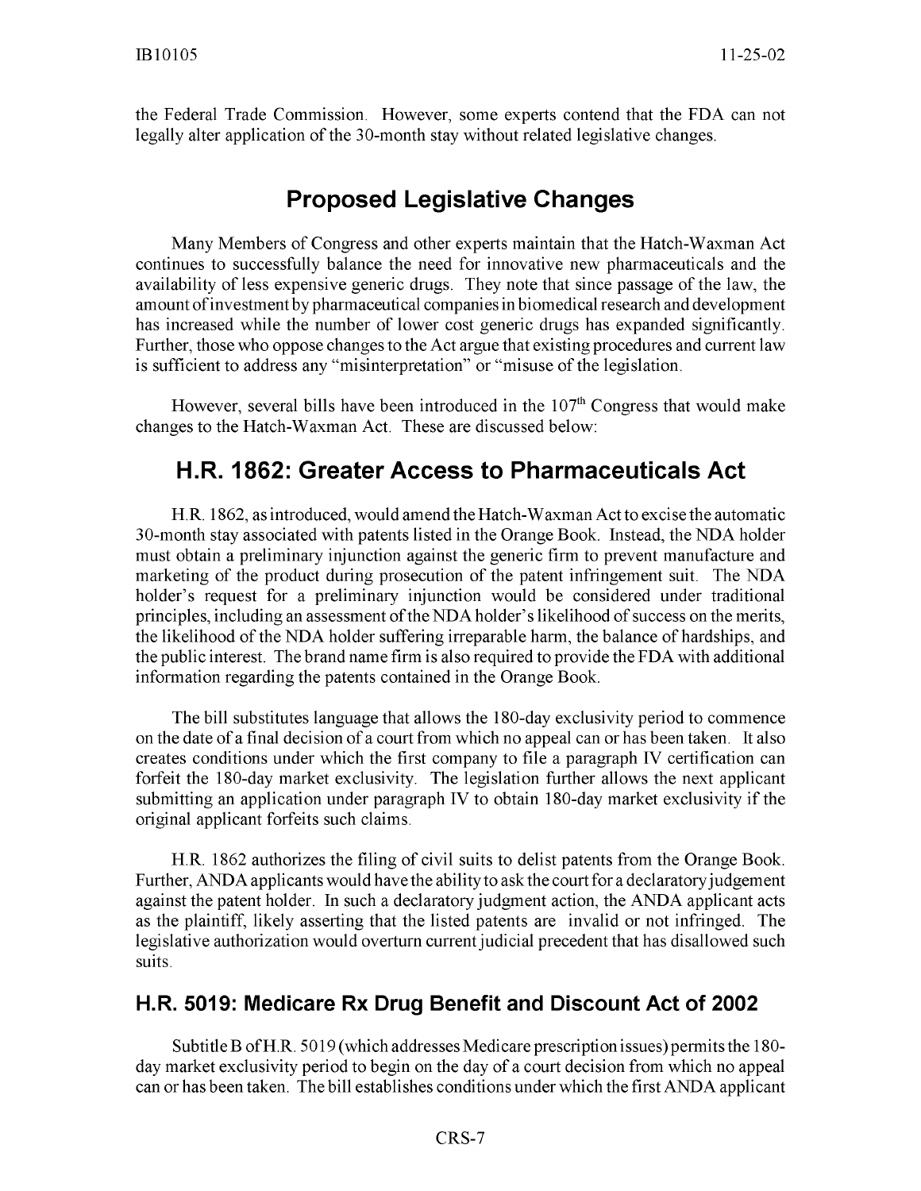the Federal Trade Commission. However, some experts contend that the FDA can not legally alter application of the 30-month stay without related legislative changes.

## Proposed Legislative Changes

Many Members of Congress and other experts maintain that the Hatch-Waxman Act continues to successfully balance the need for innovative new pharmaceuticals and the availability of less expensive generic drugs. They note that since passage of the law, the amount of investment by pharmaceutical companies in biomedical research and development has increased while the number of lower cost generic drugs has expanded significantly. Further, those who oppose changes to the Act argue that existing procedures and current law is sufficient to address any "misinterpretation" or "misuse of the legislation.

However, several bills have been introduced in the 107th Congress that would make changes to the Hatch-Waxman Act. These are discussed below:

## H.R. 1862: Greater Access to Pharmaceuticals Act

H.R. 1862, as introduced, would amend the Hatch-Waxman Act to excise the automatic 30-month stay associated with patents listed in the Orange Book. Instead, the NDA holder must obtain a preliminary injunction against the generic firm to prevent manufacture and marketing of the product during prosecution of the patent infringement suit. The NDA holder's request for a preliminary injunction would be considered under traditional principles, including an assessment of the NDA holder's likelihood of success on the merits, the likelihood of the NDA holder suffering irreparable harm, the balance of hardships, and the public interest. The brand name firm is also required to provide the FDA with additional information regarding the patents contained in the Orange Book.

The bill substitutes language that allows the 180-day exclusivity period to commence on the date of a final decision of a court from which no appeal can or has been taken. It also creates conditions under which the first company to file a paragraph IV certification can forfeit the 180-day market exclusivity. The legislation further allows the next applicant submitting an application under paragraph IV to obtain 180-day market exclusivity if the original applicant forfeits such claims.

H.R. 1862 authorizes the filing of civil suits to delist patents from the Orange Book. Further, ANDA applicants would have the ability to ask the court for a declaratory judgement against the patent holder. In such a declaratory judgment action, the ANDA applicant acts as the plaintiff, likely asserting that the listed patents are invalid or not infringed. The legislative authorization would overturn current judicial precedent that has disallowed such suits.

### H.R. 5019: Medicare Rx Drug Benefit and Discount Act of 2002

Subtitle B of H.R. 5019 (which addresses Medicare prescription issues) permits the 180-day market exclusivity period to begin on the day of a court decision from which no appeal can or has been taken. The bill establishes conditions under which the first ANDA applicant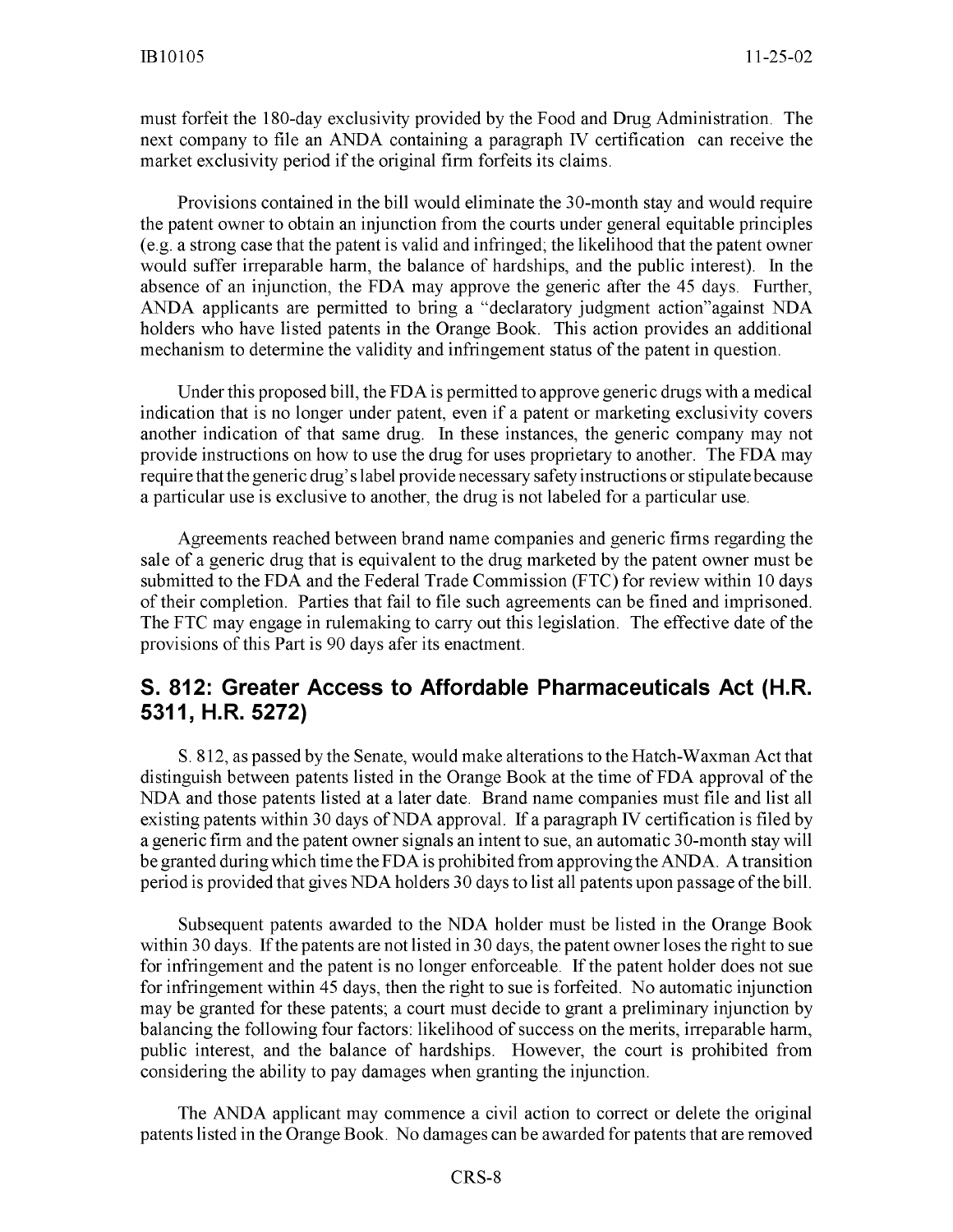must forfeit the 180-day exclusivity provided by the Food and Drug Administration. The next company to file an ANDA containing a paragraph IV certification can receive the market exclusivity period if the original firm forfeits its claims.

Provisions contained in the bill would eliminate the 30-month stay and would require the patent owner to obtain an injunction from the courts under general equitable principles (e.g. a strong case that the patent is valid and infringed; the likelihood that the patent owner would suffer irreparable harm, the balance of hardships, and the public interest). In the absence of an injunction, the FDA may approve the generic after the 45 days. Further, ANDA applicants are permitted to bring a "declaratory judgment action"against NDA holders who have listed patents in the Orange Book. This action provides an additional mechanism to determine the validity and infringement status of the patent in question.

Under this proposed bill, the FDA is permitted to approve generic drugs with a medical indication that is no longer under patent, even if a patent or marketing exclusivity covers another indication of that same drug. In these instances, the generic company may not provide instructions on how to use the drug for uses proprietary to another. The FDA may require that the generic drug's label provide necessary safety instructions or stipulate because a particular use is exclusive to another, the drug is not labeled for a particular use.

Agreements reached between brand name companies and generic firms regarding the sale of a generic drug that is equivalent to the drug marketed by the patent owner must be submitted to the FDA and the Federal Trade Commission (FTC) for review within 10 days of their completion. Parties that fail to file such agreements can be fined and imprisoned. The FTC may engage in rulemaking to carry out this legislation. The effective date of the provisions of this Part is 90 days afer its enactment.

## S. 812: Greater Access to Affordable Pharmaceuticals Act (H.R. 5311, H.R. 5272)

S. 812, as passed by the Senate, would make alterations to the Hatch-Waxman Act that distinguish between patents listed in the Orange Book at the time of FDA approval of the NDA and those patents listed at a later date. Brand name companies must file and list all existing patents within 30 days of NDA approval. If a paragraph IV certification is filed by a generic firm and the patent owner signals an intent to sue, an automatic 30-month stay will be granted during which time the FDA is prohibited from approving the ANDA. A transition period is provided that gives NDA holders 30 days to list all patents upon passage of the bill.

Subsequent patents awarded to the NDA holder must be listed in the Orange Book within 30 days. If the patents are not listed in 30 days, the patent owner loses the right to sue for infringement and the patent is no longer enforceable. If the patent holder does not sue for infringement within 45 days, then the right to sue is forfeited. No automatic injunction may be granted for these patents; a court must decide to grant a preliminary injunction by balancing the following four factors: likelihood of success on the merits, irreparable harm, public interest, and the balance of hardships. However, the court is prohibited from considering the ability to pay damages when granting the injunction.

The ANDA applicant may commence a civil action to correct or delete the original patents listed in the Orange Book. No damages can be awarded for patents that are removed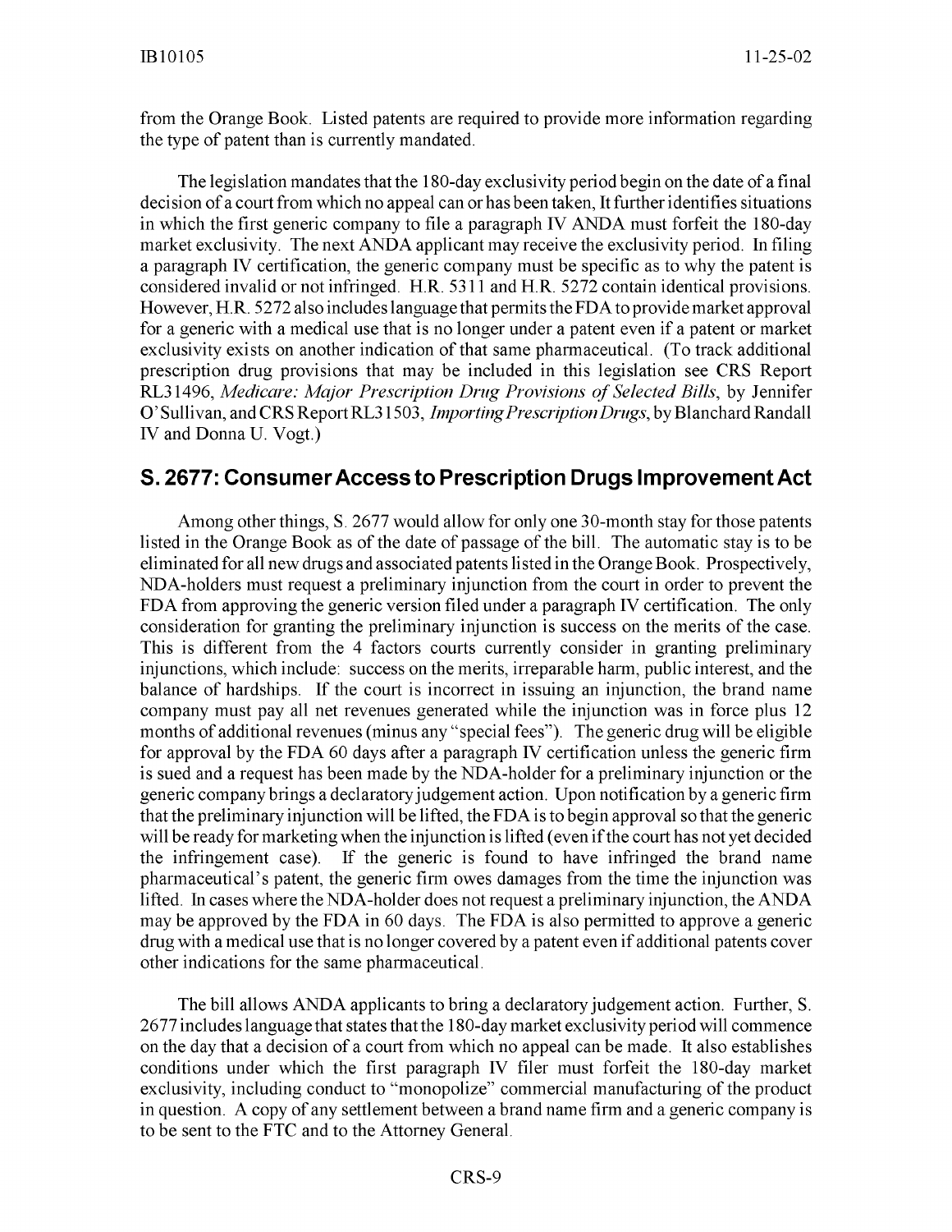from the Orange Book. Listed patents are required to provide more information regarding the type of patent than is currently mandated.

The legislation mandates that the 180-day exclusivity period begin on the date of a final decision of a court from which no appeal can or has been taken, It further identifies situations in which the first generic company to file a paragraph IV ANDA must forfeit the 180-day market exclusivity. The next ANDA applicant may receive the exclusivity period. In filing a paragraph IV certification, the generic company must be specific as to why the patent is considered invalid or not infringed. H.R. 5311 and H.R. 5272 contain identical provisions. However, H.R. 5272 also includes language that permits the FDA to provide market approval for a generic with a medical use that is no longer under a patent even if a patent or market exclusivity exists on another indication of that same pharmaceutical. (To track additional prescription drug provisions that may be included in this legislation see CRS Report RL31496, *Medicare: Major Prescription Drug Provisions of Selected Bills*, by Jennifer O'Sullivan, and CRS Report RL31503, *Importing Prescription Drugs*, by Blanchard Randall IV and Donna U. Vogt.)

## S. 2677: Consumer Access to Prescription Drugs Improvement Act

Among other things, S. 2677 would allow for only one 30-month stay for those patents listed in the Orange Book as of the date of passage of the bill. The automatic stay is to be eliminated for all new drugs and associated patents listed in the Orange Book. Prospectively, NDA-holders must request a preliminary injunction from the court in order to prevent the FDA from approving the generic version filed under a paragraph IV certification. The only consideration for granting the preliminary injunction is success on the merits of the case. This is different from the 4 factors courts currently consider in granting preliminary injunctions, which include: success on the merits, irreparable harm, public interest, and the balance of hardships. If the court is incorrect in issuing an injunction, the brand name company must pay all net revenues generated while the injunction was in force plus 12 months of additional revenues (minus any "special fees"). The generic drug will be eligible for approval by the FDA 60 days after a paragraph IV certification unless the generic firm is sued and a request has been made by the NDA-holder for a preliminary injunction or the generic company brings a declaratory judgement action. Upon notification by a generic firm that the preliminary injunction will be lifted, the FDA is to begin approval so that the generic will be ready for marketing when the injunction is lifted (even if the court has not yet decided the infringement case). If the generic is found to have infringed the brand name pharmaceutical's patent, the generic firm owes damages from the time the injunction was lifted. In cases where the NDA-holder does not request a preliminary injunction, the ANDA may be approved by the FDA in 60 days. The FDA is also permitted to approve a generic drug with a medical use that is no longer covered by a patent even if additional patents cover other indications for the same pharmaceutical.

The bill allows ANDA applicants to bring a declaratory judgement action. Further, S. 2677 includes language that states that the 180-day market exclusivity period will commence on the day that a decision of a court from which no appeal can be made. It also establishes conditions under which the first paragraph IV filer must forfeit the 180-day market exclusivity, including conduct to "monopolize" commercial manufacturing of the product in question. A copy of any settlement between a brand name firm and a generic company is to be sent to the FTC and to the Attorney General.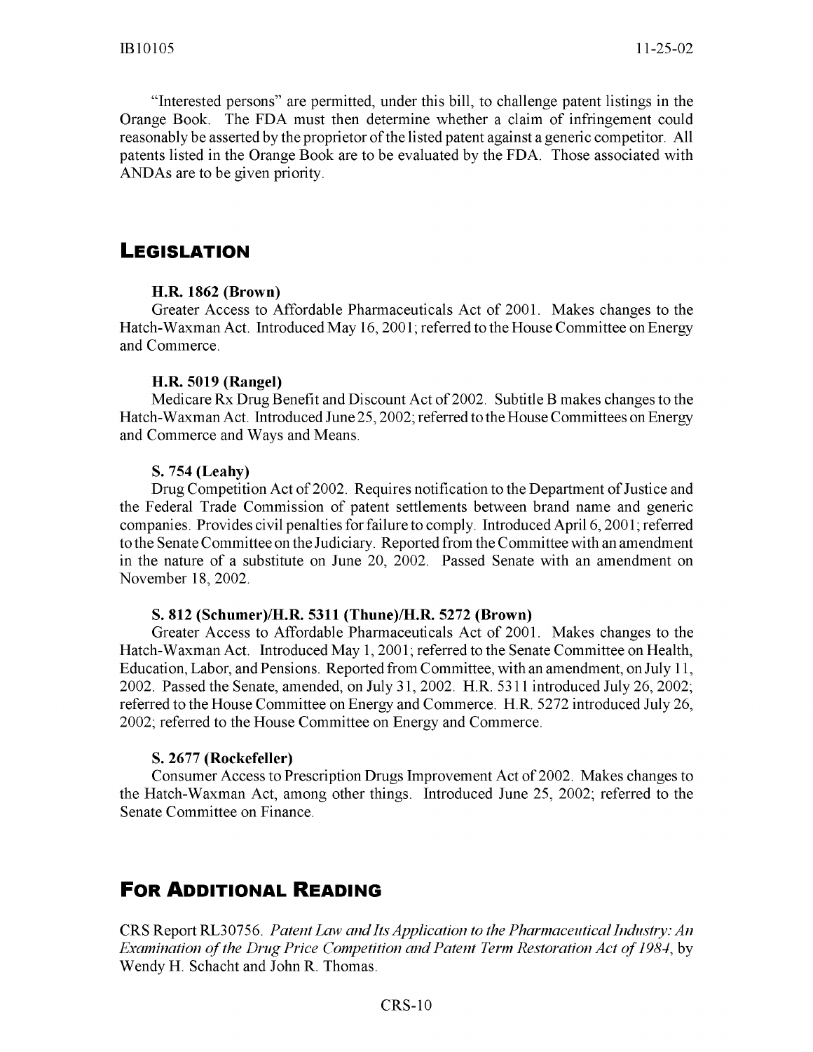"Interested persons" are permitted, under this bill, to challenge patent listings in the Orange Book. The FDA must then determine whether a claim of infringement could reasonably be asserted by the proprietor of the listed patent against a generic competitor. All patents listed in the Orange Book are to be evaluated by the FDA. Those associated with ANDAs are to be given priority.

## LEGISLATION

**H.R. 1862 (Brown)**

Greater Access to Affordable Pharmaceuticals Act of 2001. Makes changes to the Hatch-Waxman Act. Introduced May 16, 2001; referred to the House Committee on Energy and Commerce.

**H.R. 5019 (Rangel)**

Medicare Rx Drug Benefit and Discount Act of 2002. Subtitle B makes changes to the Hatch-Waxman Act. Introduced June 25, 2002; referred to the House Committees on Energy and Commerce and Ways and Means.

**S. 754 (Leahy)**

Drug Competition Act of 2002. Requires notification to the Department of Justice and the Federal Trade Commission of patent settlements between brand name and generic companies. Provides civil penalties for failure to comply. Introduced April 6, 2001; referred to the Senate Committee on the Judiciary. Reported from the Committee with an amendment in the nature of a substitute on June 20, 2002. Passed Senate with an amendment on November 18, 2002.

**S. 812 (Schumer)/H.R. 5311 (Thune)/H.R. 5272 (Brown)**

Greater Access to Affordable Pharmaceuticals Act of 2001. Makes changes to the Hatch-Waxman Act. Introduced May 1, 2001; referred to the Senate Committee on Health, Education, Labor, and Pensions. Reported from Committee, with an amendment, on July 11, 2002. Passed the Senate, amended, on July 31, 2002. H.R. 5311 introduced July 26, 2002; referred to the House Committee on Energy and Commerce. H.R. 5272 introduced July 26, 2002; referred to the House Committee on Energy and Commerce.

**S. 2677 (Rockefeller)**

Consumer Access to Prescription Drugs Improvement Act of 2002. Makes changes to the Hatch-Waxman Act, among other things. Introduced June 25, 2002; referred to the Senate Committee on Finance.

## FOR ADDITIONAL READING

CRS Report RL30756. *Patent Law and Its Application to the Pharmaceutical Industry: An Examination of the Drug Price Competition and Patent Term Restoration Act of 1984*, by Wendy H. Schacht and John R. Thomas.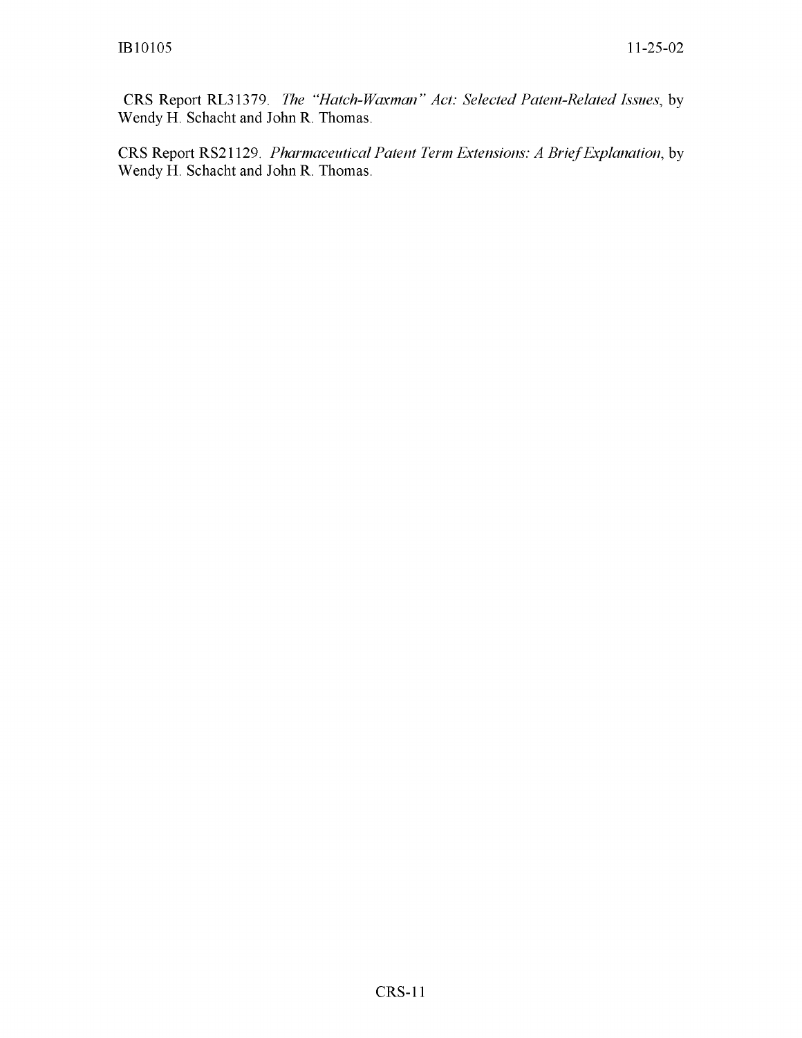CRS Report RL31379. *The "Hatch-Waxman" Act: Selected Patent-Related Issues*, by Wendy H. Schacht and John R. Thomas.

CRS Report RS21129. *Pharmaceutical Patent Term Extensions: A Brief Explanation*, by Wendy H. Schacht and John R. Thomas.